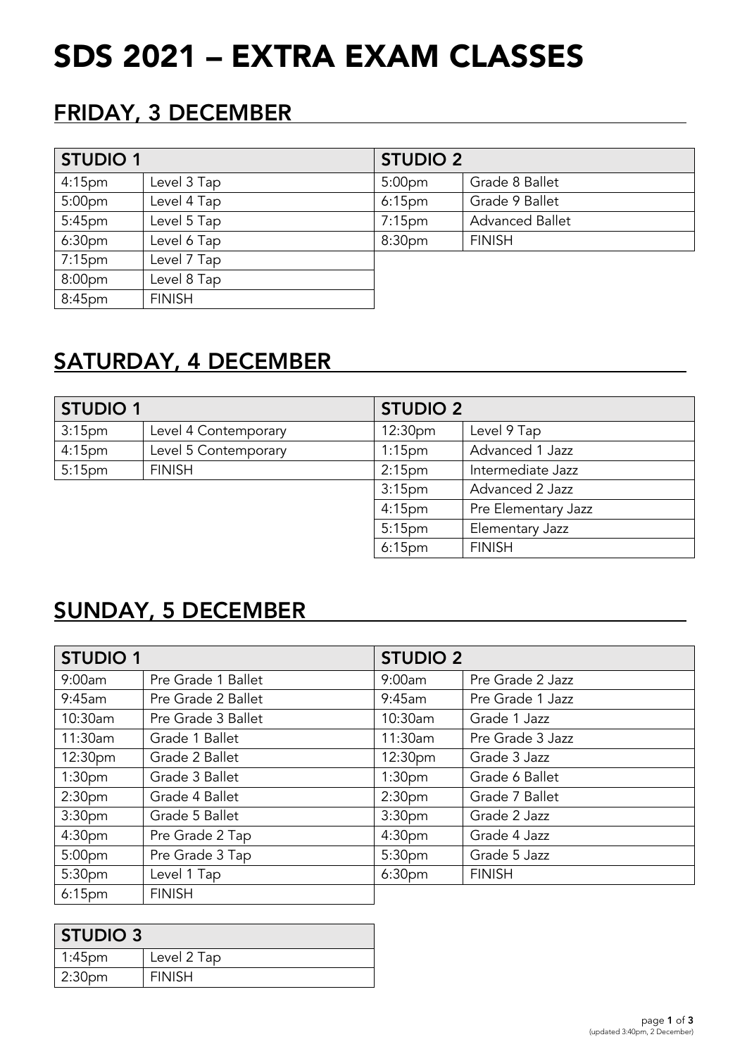# SDS 2021 – EXTRA EXAM CLASSES

## FRIDAY, 3 DECEMBER

| STUDIO 1 | |
|---|---|
| 4:15pm | Level 3 Tap |
| 5:00pm | Level 4 Tap |
| 5:45pm | Level 5 Tap |
| 6:30pm | Level 6 Tap |
| 7:15pm | Level 7 Tap |
| 8:00pm | Level 8 Tap |
| 8:45pm | FINISH |

| STUDIO 2 | |
|---|---|
| 5:00pm | Grade 8 Ballet |
| 6:15pm | Grade 9 Ballet |
| 7:15pm | Advanced Ballet |
| 8:30pm | FINISH |

## SATURDAY, 4 DECEMBER

| STUDIO 1 | |
|---|---|
| 3:15pm | Level 4 Contemporary |
| 4:15pm | Level 5 Contemporary |
| 5:15pm | FINISH |

| STUDIO 2 | |
|---|---|
| 12:30pm | Level 9 Tap |
| 1:15pm | Advanced 1 Jazz |
| 2:15pm | Intermediate Jazz |
| 3:15pm | Advanced 2 Jazz |
| 4:15pm | Pre Elementary Jazz |
| 5:15pm | Elementary Jazz |
| 6:15pm | FINISH |

## SUNDAY, 5 DECEMBER

| STUDIO 1 | |
|---|---|
| 9:00am | Pre Grade 1 Ballet |
| 9:45am | Pre Grade 2 Ballet |
| 10:30am | Pre Grade 3 Ballet |
| 11:30am | Grade 1 Ballet |
| 12:30pm | Grade 2 Ballet |
| 1:30pm | Grade 3 Ballet |
| 2:30pm | Grade 4 Ballet |
| 3:30pm | Grade 5 Ballet |
| 4:30pm | Pre Grade 2 Tap |
| 5:00pm | Pre Grade 3 Tap |
| 5:30pm | Level 1 Tap |
| 6:15pm | FINISH |

| STUDIO 2 | |
|---|---|
| 9:00am | Pre Grade 2 Jazz |
| 9:45am | Pre Grade 1 Jazz |
| 10:30am | Grade 1 Jazz |
| 11:30am | Pre Grade 3 Jazz |
| 12:30pm | Grade 3 Jazz |
| 1:30pm | Grade 6 Ballet |
| 2:30pm | Grade 7 Ballet |
| 3:30pm | Grade 2 Jazz |
| 4:30pm | Grade 4 Jazz |
| 5:30pm | Grade 5 Jazz |
| 6:30pm | FINISH |

| STUDIO 3 | |
|---|---|
| 1:45pm | Level 2 Tap |
| 2:30pm | FINISH |

(updated 3:40pm, 2 December)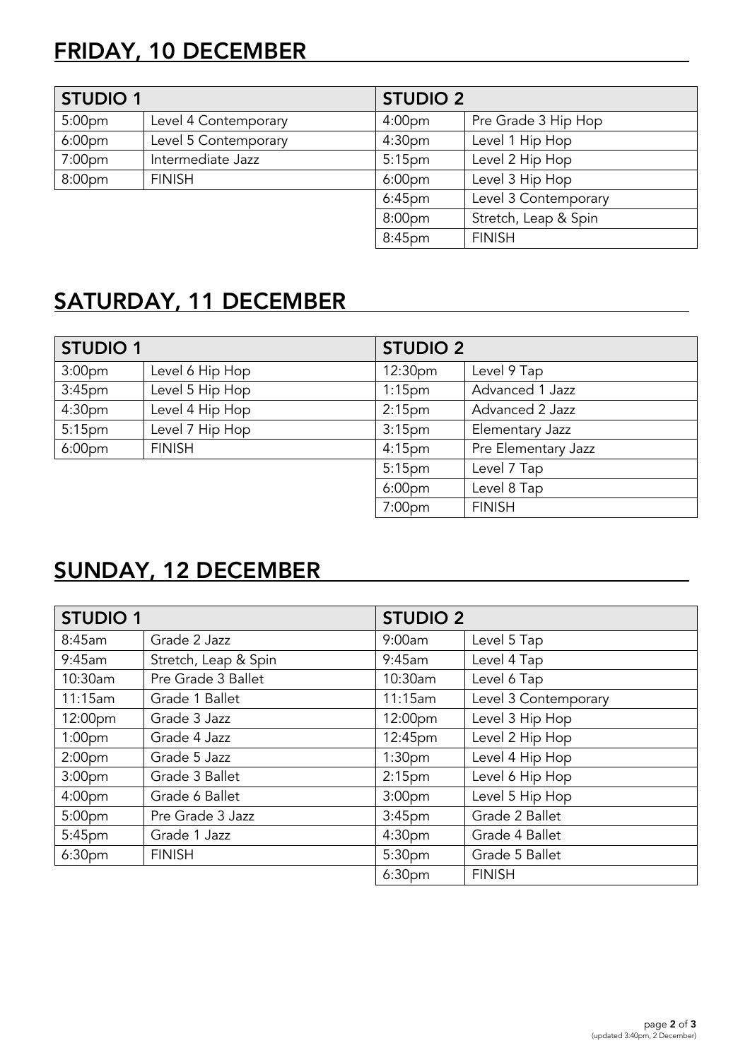## FRIDAY, 10 DECEMBER

| STUDIO 1 | | STUDIO 2 | |
|---|---|---|---|
| 5:00pm | Level 4 Contemporary | 4:00pm | Pre Grade 3 Hip Hop |
| 6:00pm | Level 5 Contemporary | 4:30pm | Level 1 Hip Hop |
| 7:00pm | Intermediate Jazz | 5:15pm | Level 2 Hip Hop |
| 8:00pm | FINISH | 6:00pm | Level 3 Hip Hop |
| | | 6:45pm | Level 3 Contemporary |
| | | 8:00pm | Stretch, Leap & Spin |
| | | 8:45pm | FINISH |

## SATURDAY, 11 DECEMBER

| STUDIO 1 | | STUDIO 2 | |
|---|---|---|---|
| 3:00pm | Level 6 Hip Hop | 12:30pm | Level 9 Tap |
| 3:45pm | Level 5 Hip Hop | 1:15pm | Advanced 1 Jazz |
| 4:30pm | Level 4 Hip Hop | 2:15pm | Advanced 2 Jazz |
| 5:15pm | Level 7 Hip Hop | 3:15pm | Elementary Jazz |
| 6:00pm | FINISH | 4:15pm | Pre Elementary Jazz |
| | | 5:15pm | Level 7 Tap |
| | | 6:00pm | Level 8 Tap |
| | | 7:00pm | FINISH |

## SUNDAY, 12 DECEMBER

| STUDIO 1 | | STUDIO 2 | |
|---|---|---|---|
| 8:45am | Grade 2 Jazz | 9:00am | Level 5 Tap |
| 9:45am | Stretch, Leap & Spin | 9:45am | Level 4 Tap |
| 10:30am | Pre Grade 3 Ballet | 10:30am | Level 6 Tap |
| 11:15am | Grade 1 Ballet | 11:15am | Level 3 Contemporary |
| 12:00pm | Grade 3 Jazz | 12:00pm | Level 3 Hip Hop |
| 1:00pm | Grade 4 Jazz | 12:45pm | Level 2 Hip Hop |
| 2:00pm | Grade 5 Jazz | 1:30pm | Level 4 Hip Hop |
| 3:00pm | Grade 3 Ballet | 2:15pm | Level 6 Hip Hop |
| 4:00pm | Grade 6 Ballet | 3:00pm | Level 5 Hip Hop |
| 5:00pm | Pre Grade 3 Jazz | 3:45pm | Grade 2 Ballet |
| 5:45pm | Grade 1 Jazz | 4:30pm | Grade 4 Ballet |
| 6:30pm | FINISH | 5:30pm | Grade 5 Ballet |
| | | 6:30pm | FINISH |

(updated 3:40pm, 2 December)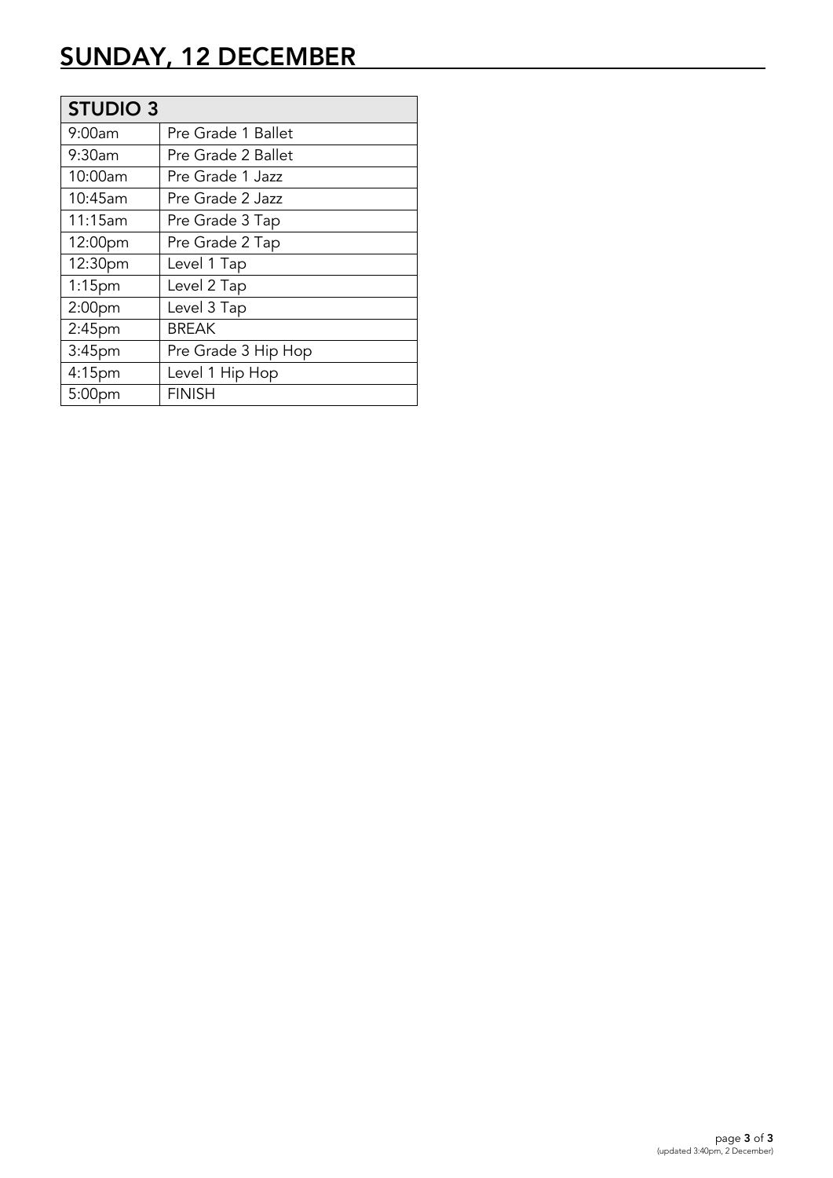# SUNDAY, 12 DECEMBER

| STUDIO 3 | |
|---|---|
| 9:00am | Pre Grade 1 Ballet |
| 9:30am | Pre Grade 2 Ballet |
| 10:00am | Pre Grade 1 Jazz |
| 10:45am | Pre Grade 2 Jazz |
| 11:15am | Pre Grade 3 Tap |
| 12:00pm | Pre Grade 2 Tap |
| 12:30pm | Level 1 Tap |
| 1:15pm | Level 2 Tap |
| 2:00pm | Level 3 Tap |
| 2:45pm | BREAK |
| 3:45pm | Pre Grade 3 Hip Hop |
| 4:15pm | Level 1 Hip Hop |
| 5:00pm | FINISH |

(updated 3:40pm, 2 December)